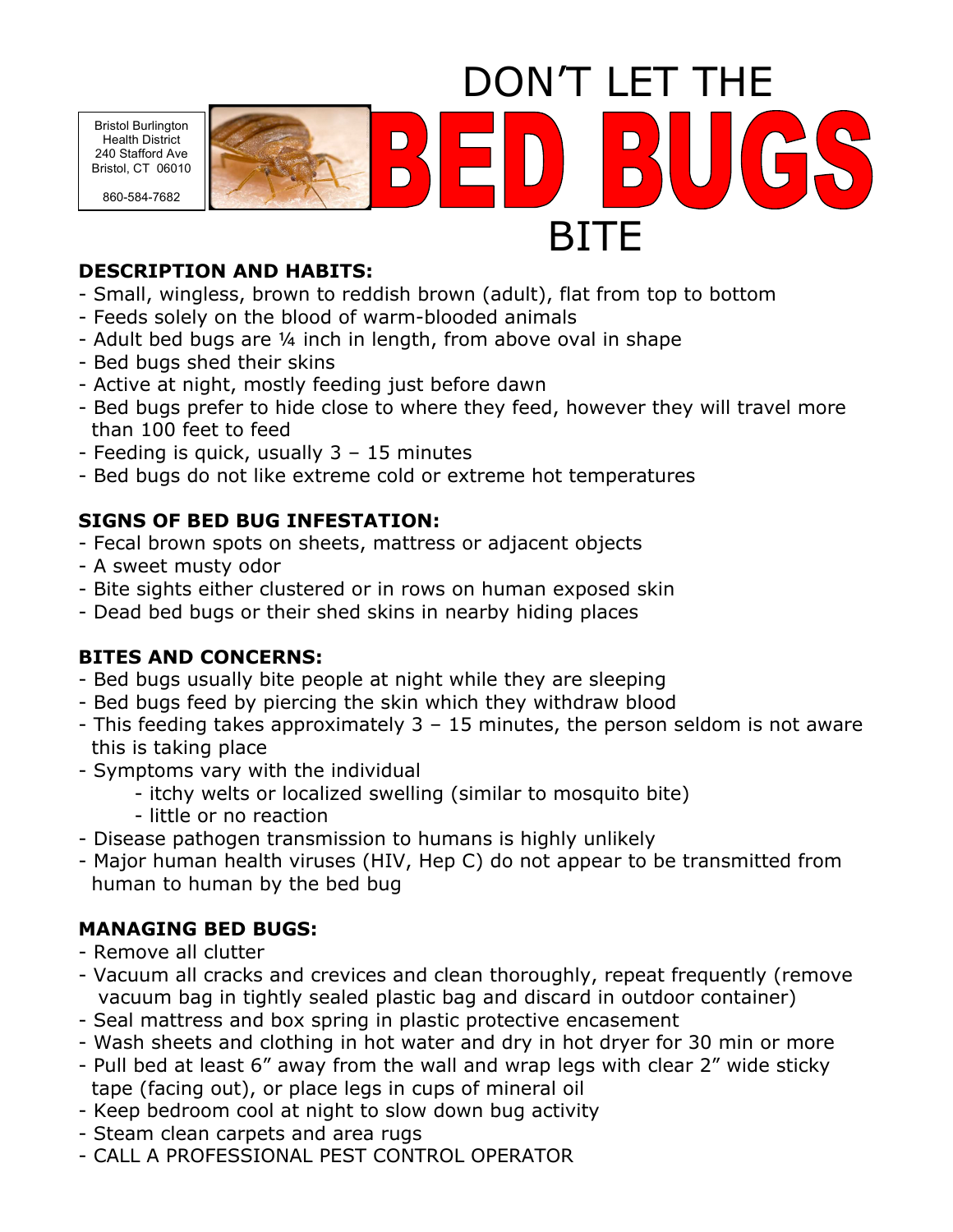Bristol Burlington
Health District
240 Stafford Ave
Bristol, CT 06010

860-584-7682

# DON'T LET THE BED BUGS BITE

**DESCRIPTION AND HABITS:**

- Small, wingless, brown to reddish brown (adult), flat from top to bottom
- Feeds solely on the blood of warm-blooded animals
- Adult bed bugs are ¼ inch in length, from above oval in shape
- Bed bugs shed their skins
- Active at night, mostly feeding just before dawn
- Bed bugs prefer to hide close to where they feed, however they will travel more than 100 feet to feed
- Feeding is quick, usually 3 – 15 minutes
- Bed bugs do not like extreme cold or extreme hot temperatures

**SIGNS OF BED BUG INFESTATION:**

- Fecal brown spots on sheets, mattress or adjacent objects
- A sweet musty odor
- Bite sights either clustered or in rows on human exposed skin
- Dead bed bugs or their shed skins in nearby hiding places

**BITES AND CONCERNS:**

- Bed bugs usually bite people at night while they are sleeping
- Bed bugs feed by piercing the skin which they withdraw blood
- This feeding takes approximately 3 – 15 minutes, the person seldom is not aware this is taking place
- Symptoms vary with the individual
  - itchy welts or localized swelling (similar to mosquito bite)
  - little or no reaction
- Disease pathogen transmission to humans is highly unlikely
- Major human health viruses (HIV, Hep C) do not appear to be transmitted from human to human by the bed bug

**MANAGING BED BUGS:**

- Remove all clutter
- Vacuum all cracks and crevices and clean thoroughly, repeat frequently (remove vacuum bag in tightly sealed plastic bag and discard in outdoor container)
- Seal mattress and box spring in plastic protective encasement
- Wash sheets and clothing in hot water and dry in hot dryer for 30 min or more
- Pull bed at least 6" away from the wall and wrap legs with clear 2" wide sticky tape (facing out), or place legs in cups of mineral oil
- Keep bedroom cool at night to slow down bug activity
- Steam clean carpets and area rugs
- CALL A PROFESSIONAL PEST CONTROL OPERATOR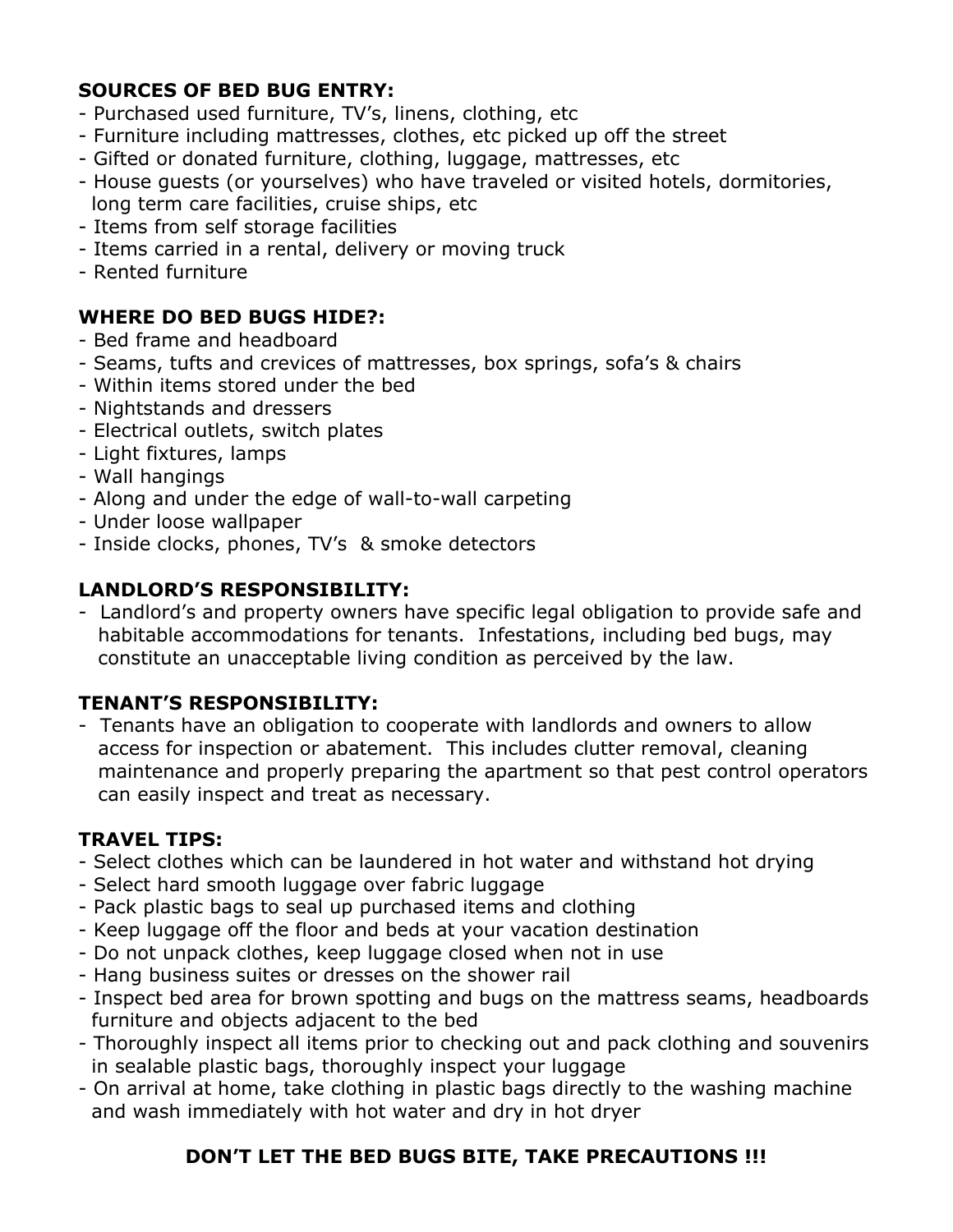**SOURCES OF BED BUG ENTRY:**

- Purchased used furniture, TV's, linens, clothing, etc
- Furniture including mattresses, clothes, etc picked up off the street
- Gifted or donated furniture, clothing, luggage, mattresses, etc
- House guests (or yourselves) who have traveled or visited hotels, dormitories, long term care facilities, cruise ships, etc
- Items from self storage facilities
- Items carried in a rental, delivery or moving truck
- Rented furniture

**WHERE DO BED BUGS HIDE?:**

- Bed frame and headboard
- Seams, tufts and crevices of mattresses, box springs, sofa's & chairs
- Within items stored under the bed
- Nightstands and dressers
- Electrical outlets, switch plates
- Light fixtures, lamps
- Wall hangings
- Along and under the edge of wall-to-wall carpeting
- Under loose wallpaper
- Inside clocks, phones, TV's & smoke detectors

**LANDLORD'S RESPONSIBILITY:**

- Landlord's and property owners have specific legal obligation to provide safe and habitable accommodations for tenants. Infestations, including bed bugs, may constitute an unacceptable living condition as perceived by the law.

**TENANT'S RESPONSIBILITY:**

- Tenants have an obligation to cooperate with landlords and owners to allow access for inspection or abatement. This includes clutter removal, cleaning maintenance and properly preparing the apartment so that pest control operators can easily inspect and treat as necessary.

**TRAVEL TIPS:**

- Select clothes which can be laundered in hot water and withstand hot drying
- Select hard smooth luggage over fabric luggage
- Pack plastic bags to seal up purchased items and clothing
- Keep luggage off the floor and beds at your vacation destination
- Do not unpack clothes, keep luggage closed when not in use
- Hang business suites or dresses on the shower rail
- Inspect bed area for brown spotting and bugs on the mattress seams, headboards furniture and objects adjacent to the bed
- Thoroughly inspect all items prior to checking out and pack clothing and souvenirs in sealable plastic bags, thoroughly inspect your luggage
- On arrival at home, take clothing in plastic bags directly to the washing machine and wash immediately with hot water and dry in hot dryer

**DON'T LET THE BED BUGS BITE, TAKE PRECAUTIONS !!!**